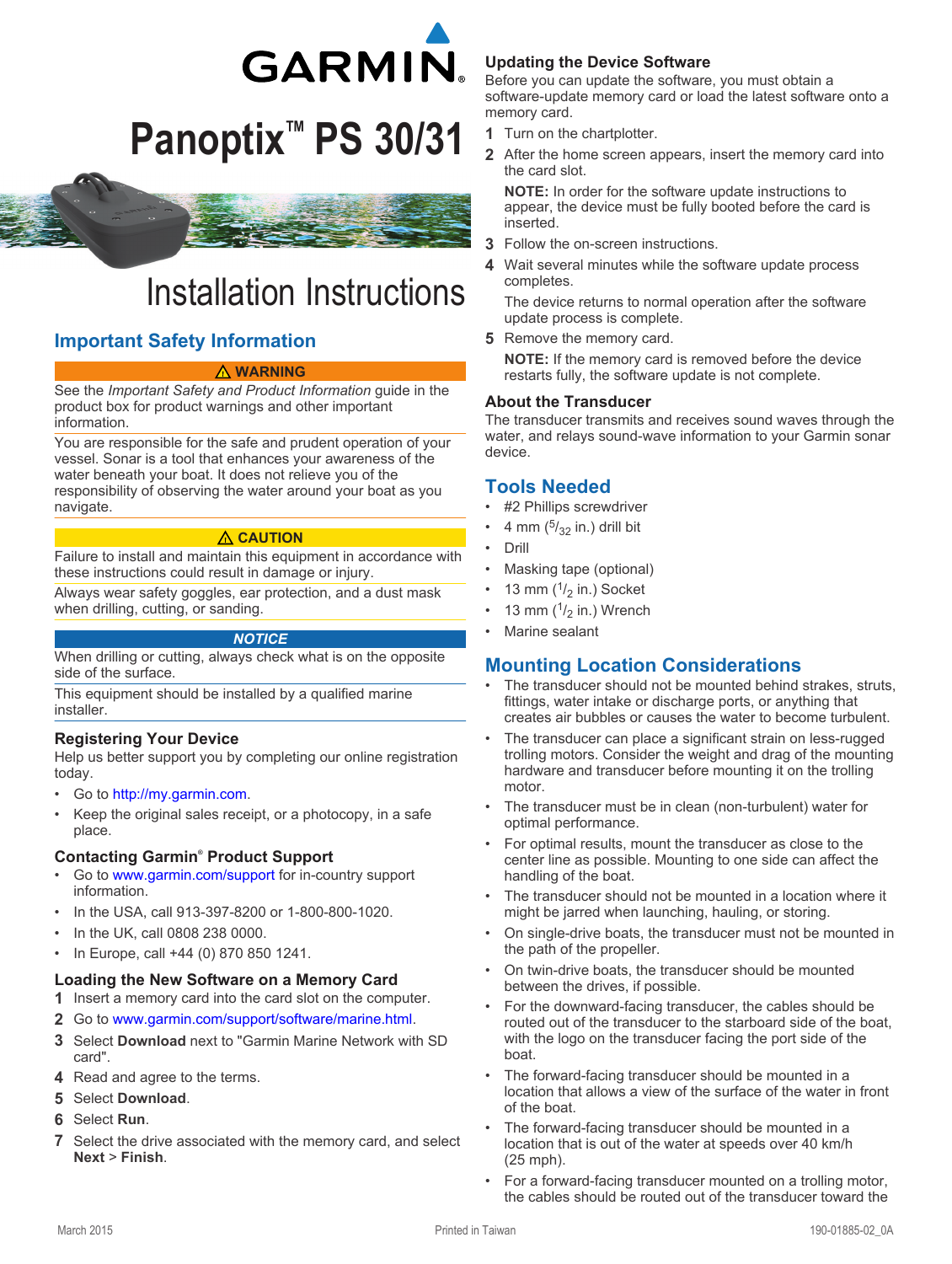# Panoptix™ PS 30/31

# Installation Instructions

## Important Safety Information

⚠ **WARNING**

See the *Important Safety and Product Information* guide in the product box for product warnings and other important information.

You are responsible for the safe and prudent operation of your vessel. Sonar is a tool that enhances your awareness of the water beneath your boat. It does not relieve you of the responsibility of observing the water around your boat as you navigate.

⚠ **CAUTION**

Failure to install and maintain this equipment in accordance with these instructions could result in damage or injury.

Always wear safety goggles, ear protection, and a dust mask when drilling, cutting, or sanding.

***NOTICE***

When drilling or cutting, always check what is on the opposite side of the surface.

This equipment should be installed by a qualified marine installer.

### Registering Your Device

Help us better support you by completing our online registration today.

- Go to http://my.garmin.com.
- Keep the original sales receipt, or a photocopy, in a safe place.

### Contacting Garmin® Product Support

- Go to www.garmin.com/support for in-country support information.
- In the USA, call 913-397-8200 or 1-800-800-1020.
- In the UK, call 0808 238 0000.
- In Europe, call +44 (0) 870 850 1241.

### Loading the New Software on a Memory Card

1. Insert a memory card into the card slot on the computer.
2. Go to www.garmin.com/support/software/marine.html.
3. Select **Download** next to "Garmin Marine Network with SD card".
4. Read and agree to the terms.
5. Select **Download**.
6. Select **Run**.
7. Select the drive associated with the memory card, and select **Next** > **Finish**.

### Updating the Device Software

Before you can update the software, you must obtain a software-update memory card or load the latest software onto a memory card.

1. Turn on the chartplotter.
2. After the home screen appears, insert the memory card into the card slot.

   **NOTE:** In order for the software update instructions to appear, the device must be fully booted before the card is inserted.
3. Follow the on-screen instructions.
4. Wait several minutes while the software update process completes.

   The device returns to normal operation after the software update process is complete.
5. Remove the memory card.

   **NOTE:** If the memory card is removed before the device restarts fully, the software update is not complete.

### About the Transducer

The transducer transmits and receives sound waves through the water, and relays sound-wave information to your Garmin sonar device.

## Tools Needed

- #2 Phillips screwdriver
- 4 mm ($^{5}/_{32}$ in.) drill bit
- Drill
- Masking tape (optional)
- 13 mm ($^{1}/_{2}$ in.) Socket
- 13 mm ($^{1}/_{2}$ in.) Wrench
- Marine sealant

## Mounting Location Considerations

- The transducer should not be mounted behind strakes, struts, fittings, water intake or discharge ports, or anything that creates air bubbles or causes the water to become turbulent.
- The transducer can place a significant strain on less-rugged trolling motors. Consider the weight and drag of the mounting hardware and transducer before mounting it on the trolling motor.
- The transducer must be in clean (non-turbulent) water for optimal performance.
- For optimal results, mount the transducer as close to the center line as possible. Mounting to one side can affect the handling of the boat.
- The transducer should not be mounted in a location where it might be jarred when launching, hauling, or storing.
- On single-drive boats, the transducer must not be mounted in the path of the propeller.
- On twin-drive boats, the transducer should be mounted between the drives, if possible.
- For the downward-facing transducer, the cables should be routed out of the transducer to the starboard side of the boat, with the logo on the transducer facing the port side of the boat.
- The forward-facing transducer should be mounted in a location that allows a view of the surface of the water in front of the boat.
- The forward-facing transducer should be mounted in a location that is out of the water at speeds over 40 km/h (25 mph).
- For a forward-facing transducer mounted on a trolling motor, the cables should be routed out of the transducer toward the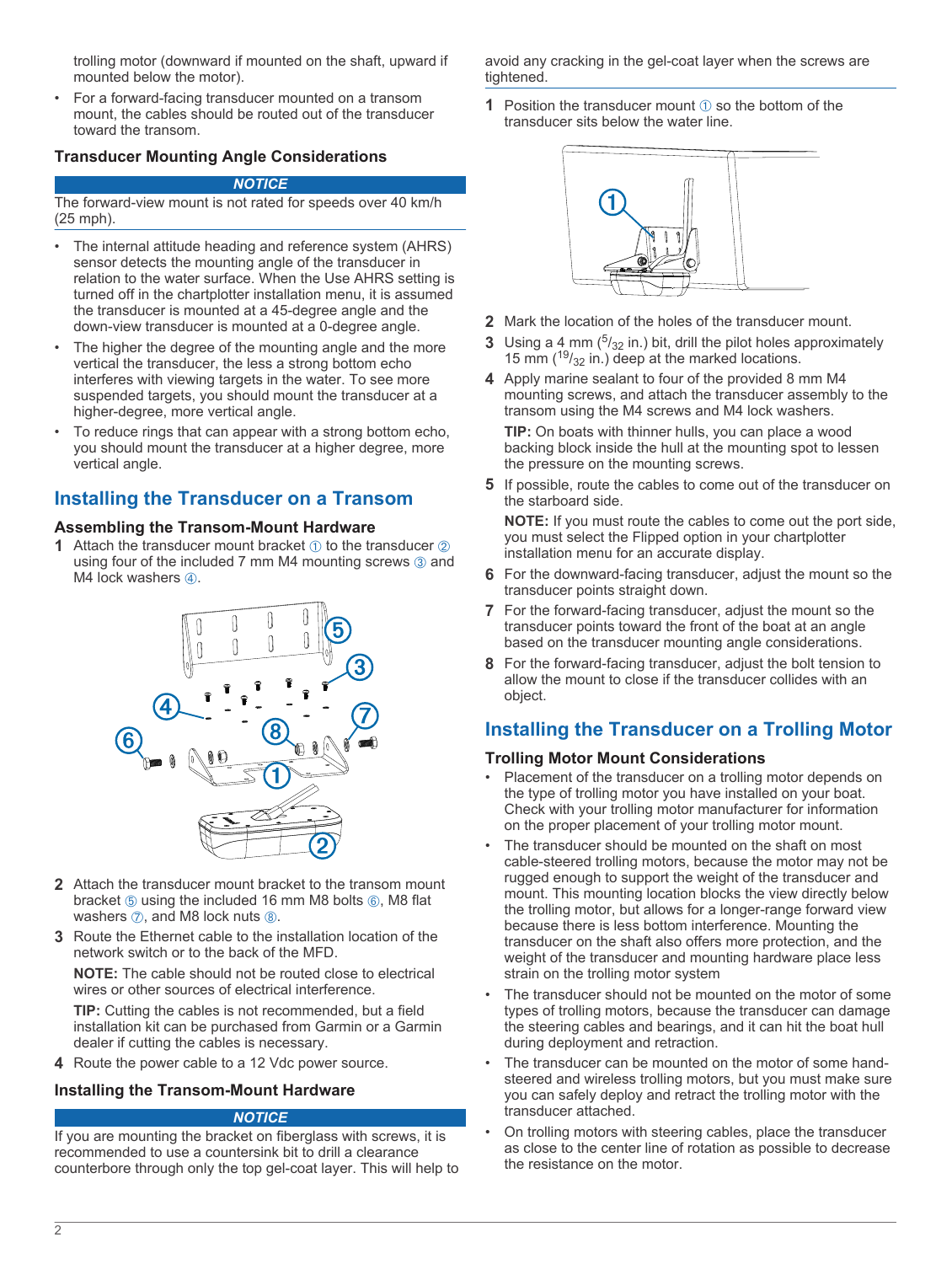trolling motor (downward if mounted on the shaft, upward if mounted below the motor).

- For a forward-facing transducer mounted on a transom mount, the cables should be routed out of the transducer toward the transom.

### Transducer Mounting Angle Considerations

**NOTICE**

The forward-view mount is not rated for speeds over 40 km/h (25 mph).

- The internal attitude heading and reference system (AHRS) sensor detects the mounting angle of the transducer in relation to the water surface. When the Use AHRS setting is turned off in the chartplotter installation menu, it is assumed the transducer is mounted at a 45-degree angle and the down-view transducer is mounted at a 0-degree angle.
- The higher the degree of the mounting angle and the more vertical the transducer, the less a strong bottom echo interferes with viewing targets in the water. To see more suspended targets, you should mount the transducer at a higher-degree, more vertical angle.
- To reduce rings that can appear with a strong bottom echo, you should mount the transducer at a higher degree, more vertical angle.

## Installing the Transducer on a Transom

### Assembling the Transom-Mount Hardware

1. Attach the transducer mount bracket ① to the transducer ② using four of the included 7 mm M4 mounting screws ③ and M4 lock washers ④.
2. Attach the transducer mount bracket to the transom mount bracket ⑤ using the included 16 mm M8 bolts ⑥, M8 flat washers ⑦, and M8 lock nuts ⑧.
3. Route the Ethernet cable to the installation location of the network switch or to the back of the MFD.

   **NOTE:** The cable should not be routed close to electrical wires or other sources of electrical interference.

   **TIP:** Cutting the cables is not recommended, but a field installation kit can be purchased from Garmin or a Garmin dealer if cutting the cables is necessary.
4. Route the power cable to a 12 Vdc power source.

### Installing the Transom-Mount Hardware

**NOTICE**

If you are mounting the bracket on fiberglass with screws, it is recommended to use a countersink bit to drill a clearance counterbore through only the top gel-coat layer. This will help to avoid any cracking in the gel-coat layer when the screws are tightened.

1. Position the transducer mount ① so the bottom of the transducer sits below the water line.
2. Mark the location of the holes of the transducer mount.
3. Using a 4 mm ($^{5}/_{32}$ in.) bit, drill the pilot holes approximately 15 mm ($^{19}/_{32}$ in.) deep at the marked locations.
4. Apply marine sealant to four of the provided 8 mm M4 mounting screws, and attach the transducer assembly to the transom using the M4 screws and M4 lock washers.

   **TIP:** On boats with thinner hulls, you can place a wood backing block inside the hull at the mounting spot to lessen the pressure on the mounting screws.
5. If possible, route the cables to come out of the transducer on the starboard side.

   **NOTE:** If you must route the cables to come out the port side, you must select the Flipped option in your chartplotter installation menu for an accurate display.
6. For the downward-facing transducer, adjust the mount so the transducer points straight down.
7. For the forward-facing transducer, adjust the mount so the transducer points toward the front of the boat at an angle based on the transducer mounting angle considerations.
8. For the forward-facing transducer, adjust the bolt tension to allow the mount to close if the transducer collides with an object.

## Installing the Transducer on a Trolling Motor

### Trolling Motor Mount Considerations

- Placement of the transducer on a trolling motor depends on the type of trolling motor you have installed on your boat. Check with your trolling motor manufacturer for information on the proper placement of your trolling motor mount.
- The transducer should be mounted on the shaft on most cable-steered trolling motors, because the motor may not be rugged enough to support the weight of the transducer and mount. This mounting location blocks the view directly below the trolling motor, but allows for a longer-range forward view because there is less bottom interference. Mounting the transducer on the shaft also offers more protection, and the weight of the transducer and mounting hardware place less strain on the trolling motor system
- The transducer should not be mounted on the motor of some types of trolling motors, because the transducer can damage the steering cables and bearings, and it can hit the boat hull during deployment and retraction.
- The transducer can be mounted on the motor of some hand-steered and wireless trolling motors, but you must make sure you can safely deploy and retract the trolling motor with the transducer attached.
- On trolling motors with steering cables, place the transducer as close to the center line of rotation as possible to decrease the resistance on the motor.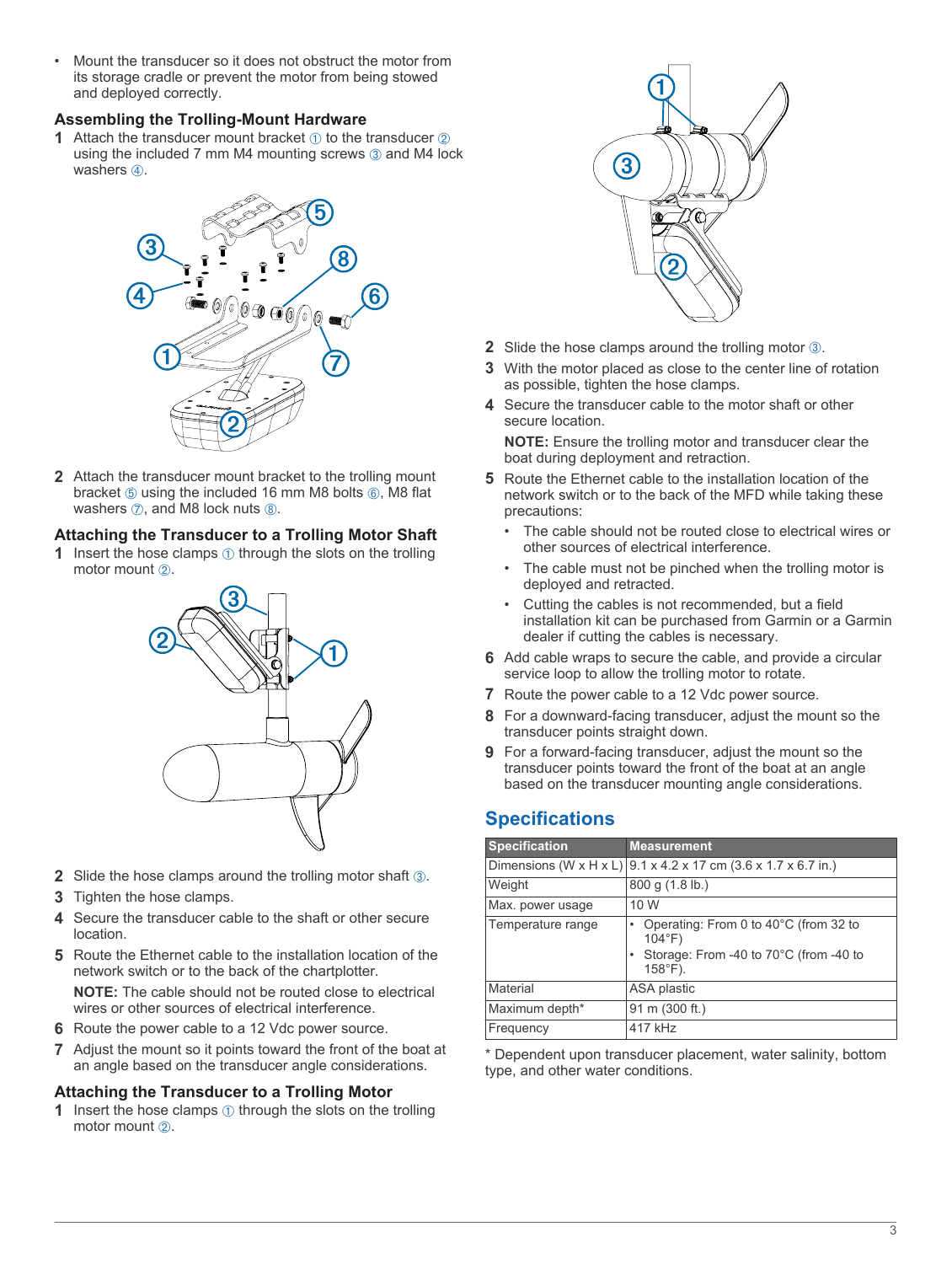- Mount the transducer so it does not obstruct the motor from its storage cradle or prevent the motor from being stowed and deployed correctly.

### Assembling the Trolling-Mount Hardware

1. Attach the transducer mount bracket ① to the transducer ② using the included 7 mm M4 mounting screws ③ and M4 lock washers ④.
2. Attach the transducer mount bracket to the trolling mount bracket ⑤ using the included 16 mm M8 bolts ⑥, M8 flat washers ⑦, and M8 lock nuts ⑧.

### Attaching the Transducer to a Trolling Motor Shaft

1. Insert the hose clamps ① through the slots on the trolling motor mount ②.
2. Slide the hose clamps around the trolling motor shaft ③.
3. Tighten the hose clamps.
4. Secure the transducer cable to the shaft or other secure location.
5. Route the Ethernet cable to the installation location of the network switch or to the back of the chartplotter.

   **NOTE:** The cable should not be routed close to electrical wires or other sources of electrical interference.
6. Route the power cable to a 12 Vdc power source.
7. Adjust the mount so it points toward the front of the boat at an angle based on the transducer angle considerations.

### Attaching the Transducer to a Trolling Motor

1. Insert the hose clamps ① through the slots on the trolling motor mount ②.
2. Slide the hose clamps around the trolling motor ③.
3. With the motor placed as close to the center line of rotation as possible, tighten the hose clamps.
4. Secure the transducer cable to the motor shaft or other secure location.

   **NOTE:** Ensure the trolling motor and transducer clear the boat during deployment and retraction.
5. Route the Ethernet cable to the installation location of the network switch or to the back of the MFD while taking these precautions:
   - The cable should not be routed close to electrical wires or other sources of electrical interference.
   - The cable must not be pinched when the trolling motor is deployed and retracted.
   - Cutting the cables is not recommended, but a field installation kit can be purchased from Garmin or a Garmin dealer if cutting the cables is necessary.
6. Add cable wraps to secure the cable, and provide a circular service loop to allow the trolling motor to rotate.
7. Route the power cable to a 12 Vdc power source.
8. For a downward-facing transducer, adjust the mount so the transducer points straight down.
9. For a forward-facing transducer, adjust the mount so the transducer points toward the front of the boat at an angle based on the transducer mounting angle considerations.

## Specifications

| Specification | Measurement |
|---|---|
| Dimensions (W x H x L) | 9.1 x 4.2 x 17 cm (3.6 x 1.7 x 6.7 in.) |
| Weight | 800 g (1.8 lb.) |
| Max. power usage | 10 W |
| Temperature range | • Operating: From 0 to 40°C (from 32 to 104°F)<br>• Storage: From -40 to 70°C (from -40 to 158°F). |
| Material | ASA plastic |
| Maximum depth* | 91 m (300 ft.) |
| Frequency | 417 kHz |

\* Dependent upon transducer placement, water salinity, bottom type, and other water conditions.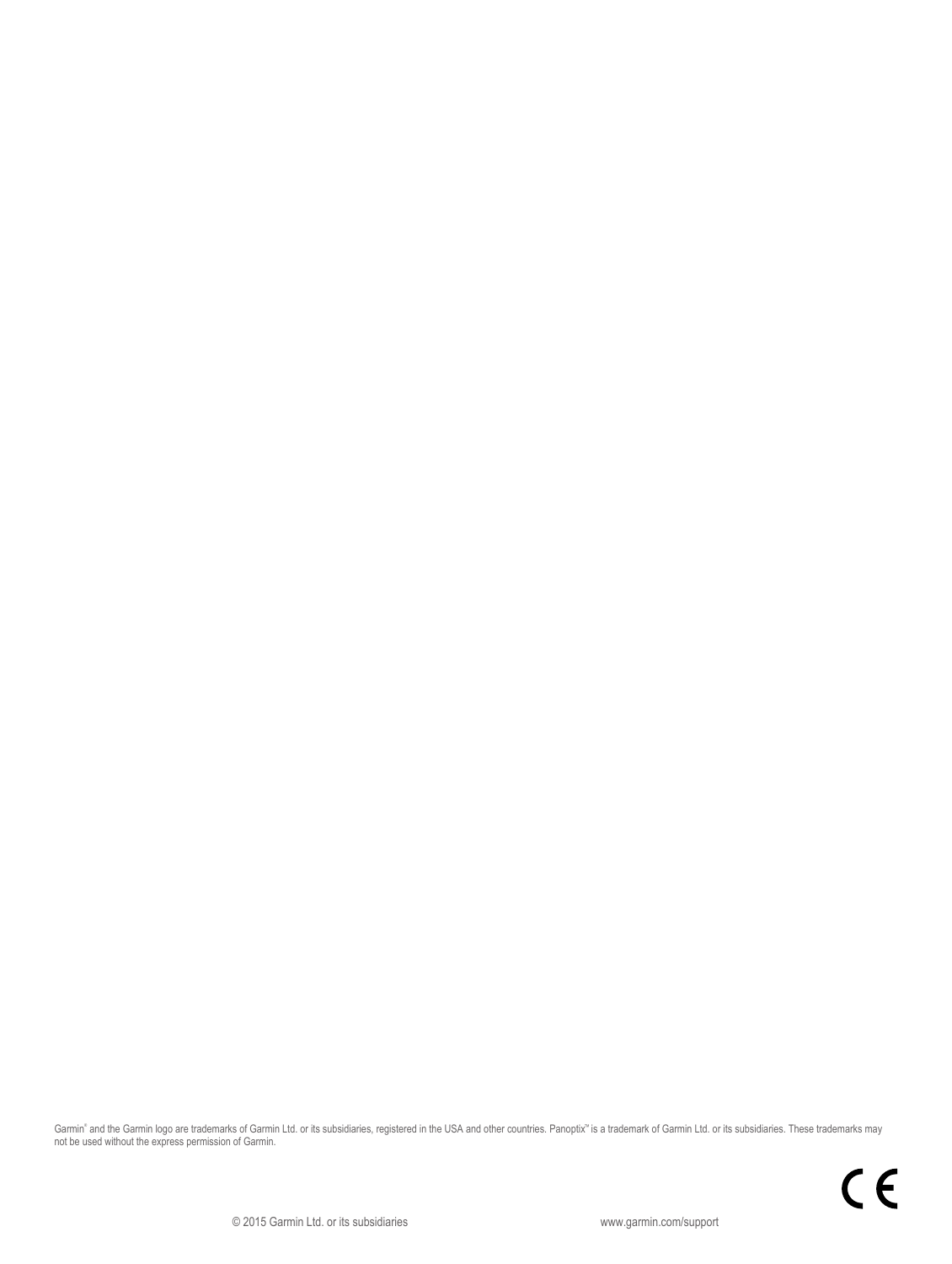Garmin® and the Garmin logo are trademarks of Garmin Ltd. or its subsidiaries, registered in the USA and other countries. Panoptix™ is a trademark of Garmin Ltd. or its subsidiaries. These trademarks may not be used without the express permission of Garmin.

CE

© 2015 Garmin Ltd. or its subsidiaries

www.garmin.com/support